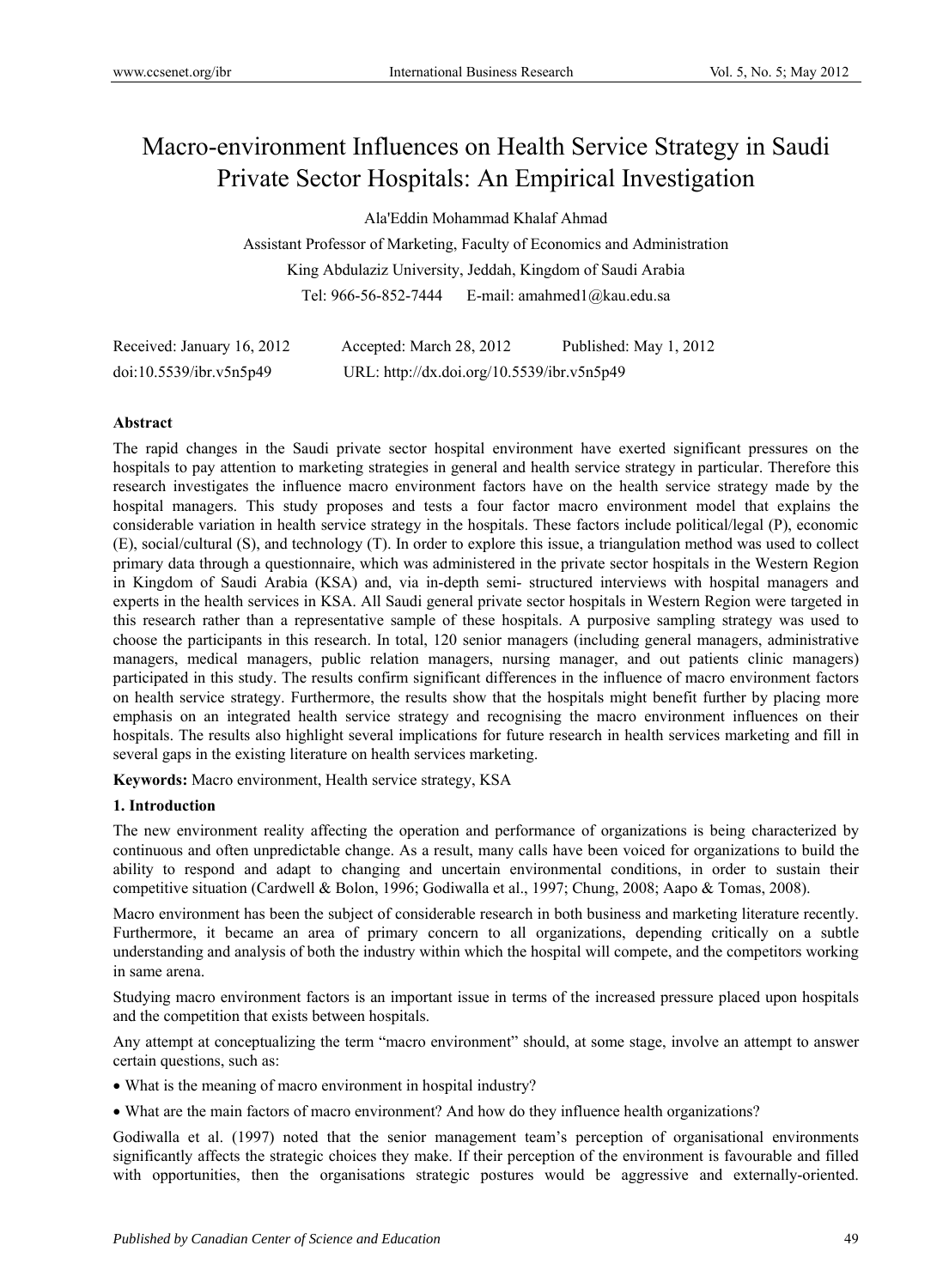# Macro-environment Influences on Health Service Strategy in Saudi Private Sector Hospitals: An Empirical Investigation

Ala'Eddin Mohammad Khalaf Ahmad

Assistant Professor of Marketing, Faculty of Economics and Administration

King Abdulaziz University, Jeddah, Kingdom of Saudi Arabia

Tel: 966-56-852-7444   E-mail: amahmed1@kau.edu.sa

Received: January 16, 2012   Accepted: March 28, 2012   Published: May 1, 2012

doi:10.5539/ibr.v5n5p49   URL: http://dx.doi.org/10.5539/ibr.v5n5p49

## Abstract

The rapid changes in the Saudi private sector hospital environment have exerted significant pressures on the hospitals to pay attention to marketing strategies in general and health service strategy in particular. Therefore this research investigates the influence macro environment factors have on the health service strategy made by the hospital managers. This study proposes and tests a four factor macro environment model that explains the considerable variation in health service strategy in the hospitals. These factors include political/legal (P), economic (E), social/cultural (S), and technology (T). In order to explore this issue, a triangulation method was used to collect primary data through a questionnaire, which was administered in the private sector hospitals in the Western Region in Kingdom of Saudi Arabia (KSA) and, via in-depth semi- structured interviews with hospital managers and experts in the health services in KSA. All Saudi general private sector hospitals in Western Region were targeted in this research rather than a representative sample of these hospitals. A purposive sampling strategy was used to choose the participants in this research. In total, 120 senior managers (including general managers, administrative managers, medical managers, public relation managers, nursing manager, and out patients clinic managers) participated in this study. The results confirm significant differences in the influence of macro environment factors on health service strategy. Furthermore, the results show that the hospitals might benefit further by placing more emphasis on an integrated health service strategy and recognising the macro environment influences on their hospitals. The results also highlight several implications for future research in health services marketing and fill in several gaps in the existing literature on health services marketing.

**Keywords:** Macro environment, Health service strategy, KSA

## 1. Introduction

The new environment reality affecting the operation and performance of organizations is being characterized by continuous and often unpredictable change. As a result, many calls have been voiced for organizations to build the ability to respond and adapt to changing and uncertain environmental conditions, in order to sustain their competitive situation (Cardwell & Bolon, 1996; Godiwalla et al., 1997; Chung, 2008; Aapo & Tomas, 2008).

Macro environment has been the subject of considerable research in both business and marketing literature recently. Furthermore, it became an area of primary concern to all organizations, depending critically on a subtle understanding and analysis of both the industry within which the hospital will compete, and the competitors working in same arena.

Studying macro environment factors is an important issue in terms of the increased pressure placed upon hospitals and the competition that exists between hospitals.

Any attempt at conceptualizing the term "macro environment" should, at some stage, involve an attempt to answer certain questions, such as:

- What is the meaning of macro environment in hospital industry?
- What are the main factors of macro environment? And how do they influence health organizations?

Godiwalla et al. (1997) noted that the senior management team's perception of organisational environments significantly affects the strategic choices they make. If their perception of the environment is favourable and filled with opportunities, then the organisations strategic postures would be aggressive and externally-oriented.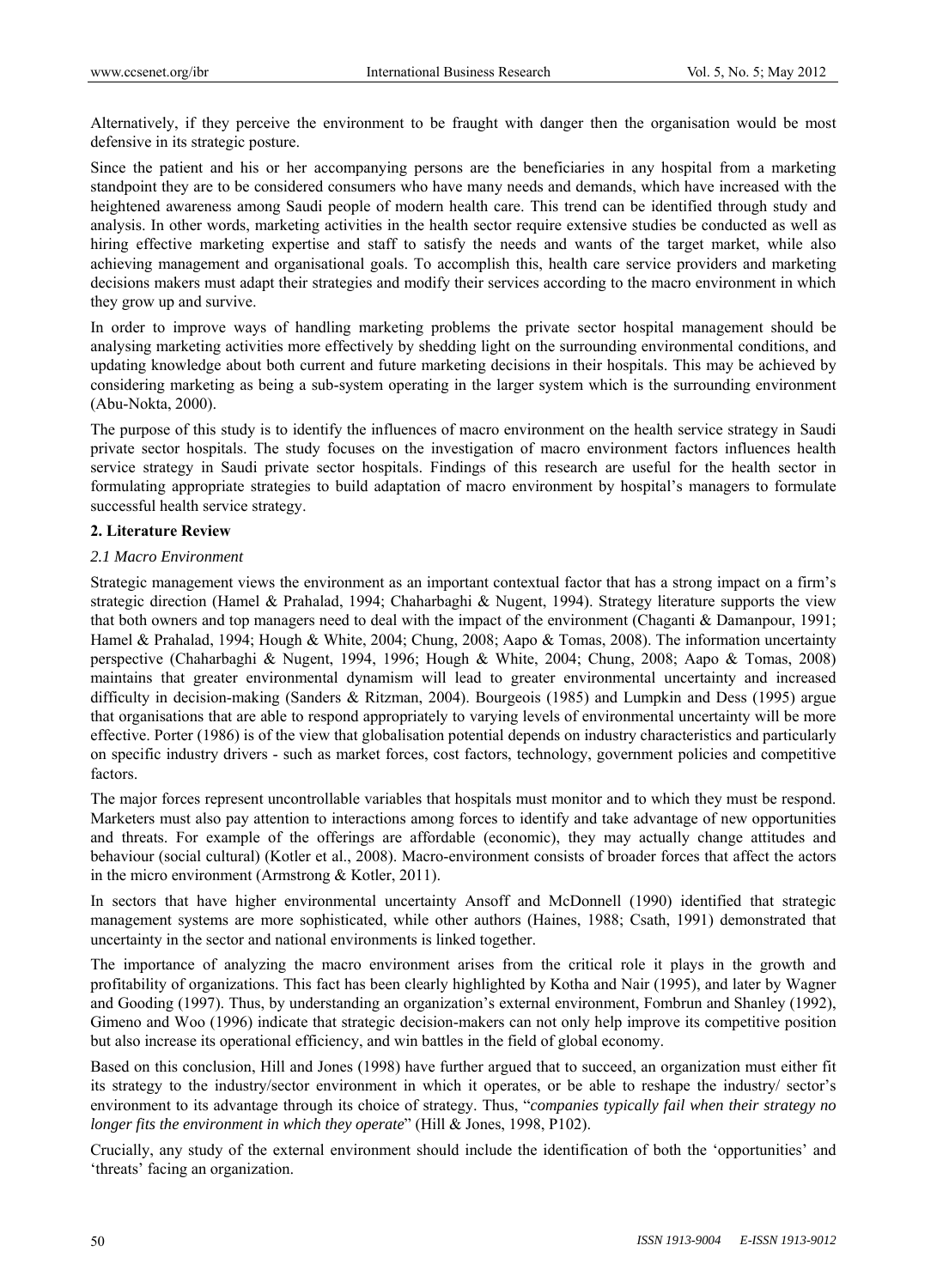Alternatively, if they perceive the environment to be fraught with danger then the organisation would be most defensive in its strategic posture.

Since the patient and his or her accompanying persons are the beneficiaries in any hospital from a marketing standpoint they are to be considered consumers who have many needs and demands, which have increased with the heightened awareness among Saudi people of modern health care. This trend can be identified through study and analysis. In other words, marketing activities in the health sector require extensive studies be conducted as well as hiring effective marketing expertise and staff to satisfy the needs and wants of the target market, while also achieving management and organisational goals. To accomplish this, health care service providers and marketing decisions makers must adapt their strategies and modify their services according to the macro environment in which they grow up and survive.

In order to improve ways of handling marketing problems the private sector hospital management should be analysing marketing activities more effectively by shedding light on the surrounding environmental conditions, and updating knowledge about both current and future marketing decisions in their hospitals. This may be achieved by considering marketing as being a sub-system operating in the larger system which is the surrounding environment (Abu-Nokta, 2000).

The purpose of this study is to identify the influences of macro environment on the health service strategy in Saudi private sector hospitals. The study focuses on the investigation of macro environment factors influences health service strategy in Saudi private sector hospitals. Findings of this research are useful for the health sector in formulating appropriate strategies to build adaptation of macro environment by hospital's managers to formulate successful health service strategy.

## 2. Literature Review

### *2.1 Macro Environment*

Strategic management views the environment as an important contextual factor that has a strong impact on a firm's strategic direction (Hamel & Prahalad, 1994; Chaharbaghi & Nugent, 1994). Strategy literature supports the view that both owners and top managers need to deal with the impact of the environment (Chaganti & Damanpour, 1991; Hamel & Prahalad, 1994; Hough & White, 2004; Chung, 2008; Aapo & Tomas, 2008). The information uncertainty perspective (Chaharbaghi & Nugent, 1994, 1996; Hough & White, 2004; Chung, 2008; Aapo & Tomas, 2008) maintains that greater environmental dynamism will lead to greater environmental uncertainty and increased difficulty in decision-making (Sanders & Ritzman, 2004). Bourgeois (1985) and Lumpkin and Dess (1995) argue that organisations that are able to respond appropriately to varying levels of environmental uncertainty will be more effective. Porter (1986) is of the view that globalisation potential depends on industry characteristics and particularly on specific industry drivers - such as market forces, cost factors, technology, government policies and competitive factors.

The major forces represent uncontrollable variables that hospitals must monitor and to which they must be respond. Marketers must also pay attention to interactions among forces to identify and take advantage of new opportunities and threats. For example of the offerings are affordable (economic), they may actually change attitudes and behaviour (social cultural) (Kotler et al., 2008). Macro-environment consists of broader forces that affect the actors in the micro environment (Armstrong & Kotler, 2011).

In sectors that have higher environmental uncertainty Ansoff and McDonnell (1990) identified that strategic management systems are more sophisticated, while other authors (Haines, 1988; Csath, 1991) demonstrated that uncertainty in the sector and national environments is linked together.

The importance of analyzing the macro environment arises from the critical role it plays in the growth and profitability of organizations. This fact has been clearly highlighted by Kotha and Nair (1995), and later by Wagner and Gooding (1997). Thus, by understanding an organization's external environment, Fombrun and Shanley (1992), Gimeno and Woo (1996) indicate that strategic decision-makers can not only help improve its competitive position but also increase its operational efficiency, and win battles in the field of global economy.

Based on this conclusion, Hill and Jones (1998) have further argued that to succeed, an organization must either fit its strategy to the industry/sector environment in which it operates, or be able to reshape the industry/ sector's environment to its advantage through its choice of strategy. Thus, "*companies typically fail when their strategy no longer fits the environment in which they operate*" (Hill & Jones, 1998, P102).

Crucially, any study of the external environment should include the identification of both the 'opportunities' and 'threats' facing an organization.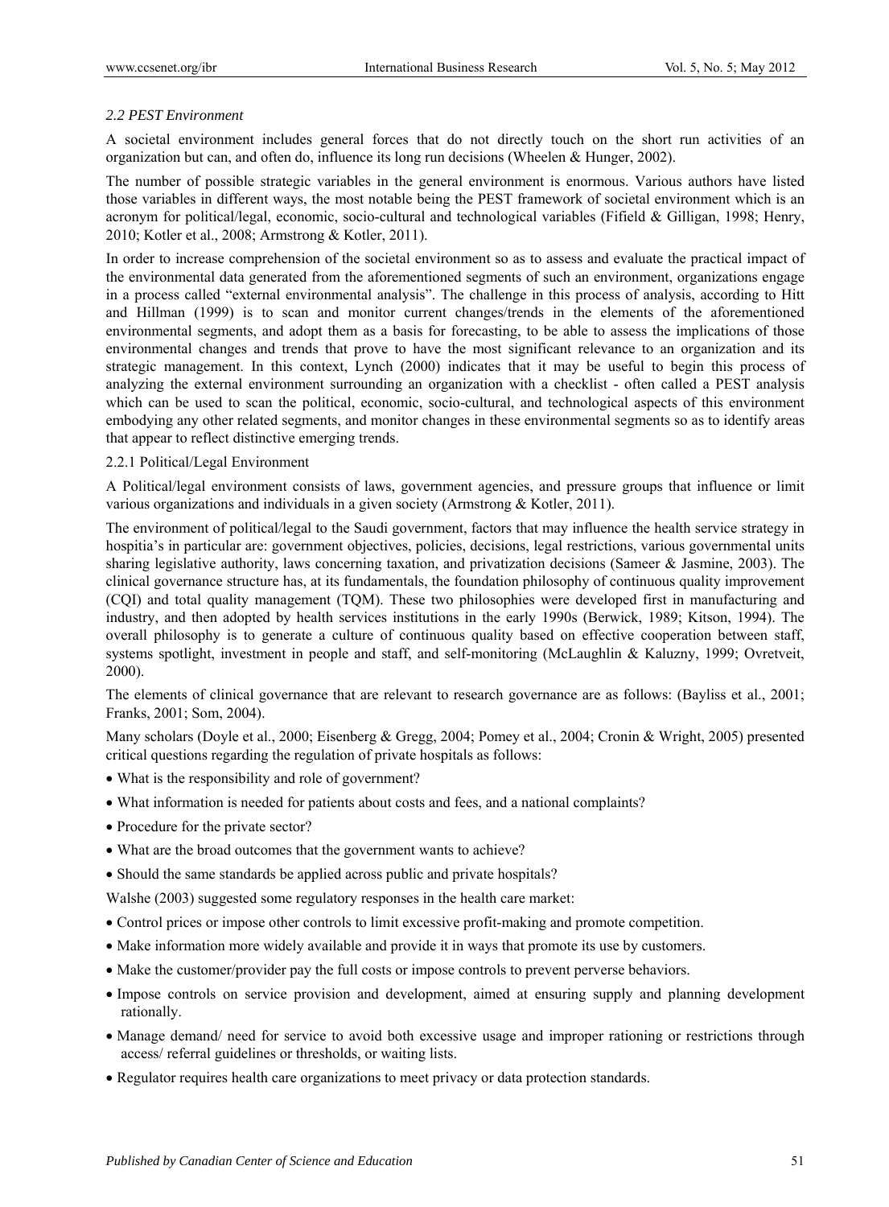### *2.2 PEST Environment*

A societal environment includes general forces that do not directly touch on the short run activities of an organization but can, and often do, influence its long run decisions (Wheelen & Hunger, 2002).

The number of possible strategic variables in the general environment is enormous. Various authors have listed those variables in different ways, the most notable being the PEST framework of societal environment which is an acronym for political/legal, economic, socio-cultural and technological variables (Fifield & Gilligan, 1998; Henry, 2010; Kotler et al., 2008; Armstrong & Kotler, 2011).

In order to increase comprehension of the societal environment so as to assess and evaluate the practical impact of the environmental data generated from the aforementioned segments of such an environment, organizations engage in a process called "external environmental analysis". The challenge in this process of analysis, according to Hitt and Hillman (1999) is to scan and monitor current changes/trends in the elements of the aforementioned environmental segments, and adopt them as a basis for forecasting, to be able to assess the implications of those environmental changes and trends that prove to have the most significant relevance to an organization and its strategic management. In this context, Lynch (2000) indicates that it may be useful to begin this process of analyzing the external environment surrounding an organization with a checklist - often called a PEST analysis which can be used to scan the political, economic, socio-cultural, and technological aspects of this environment embodying any other related segments, and monitor changes in these environmental segments so as to identify areas that appear to reflect distinctive emerging trends.

#### 2.2.1 Political/Legal Environment

A Political/legal environment consists of laws, government agencies, and pressure groups that influence or limit various organizations and individuals in a given society (Armstrong & Kotler, 2011).

The environment of political/legal to the Saudi government, factors that may influence the health service strategy in hospitia's in particular are: government objectives, policies, decisions, legal restrictions, various governmental units sharing legislative authority, laws concerning taxation, and privatization decisions (Sameer & Jasmine, 2003). The clinical governance structure has, at its fundamentals, the foundation philosophy of continuous quality improvement (CQI) and total quality management (TQM). These two philosophies were developed first in manufacturing and industry, and then adopted by health services institutions in the early 1990s (Berwick, 1989; Kitson, 1994). The overall philosophy is to generate a culture of continuous quality based on effective cooperation between staff, systems spotlight, investment in people and staff, and self-monitoring (McLaughlin & Kaluzny, 1999; Ovretveit, 2000).

The elements of clinical governance that are relevant to research governance are as follows: (Bayliss et al., 2001; Franks, 2001; Som, 2004).

Many scholars (Doyle et al., 2000; Eisenberg & Gregg, 2004; Pomey et al., 2004; Cronin & Wright, 2005) presented critical questions regarding the regulation of private hospitals as follows:

- What is the responsibility and role of government?
- What information is needed for patients about costs and fees, and a national complaints?
- Procedure for the private sector?
- What are the broad outcomes that the government wants to achieve?
- Should the same standards be applied across public and private hospitals?

Walshe (2003) suggested some regulatory responses in the health care market:

- Control prices or impose other controls to limit excessive profit-making and promote competition.
- Make information more widely available and provide it in ways that promote its use by customers.
- Make the customer/provider pay the full costs or impose controls to prevent perverse behaviors.
- Impose controls on service provision and development, aimed at ensuring supply and planning development rationally.
- Manage demand/ need for service to avoid both excessive usage and improper rationing or restrictions through access/ referral guidelines or thresholds, or waiting lists.
- Regulator requires health care organizations to meet privacy or data protection standards.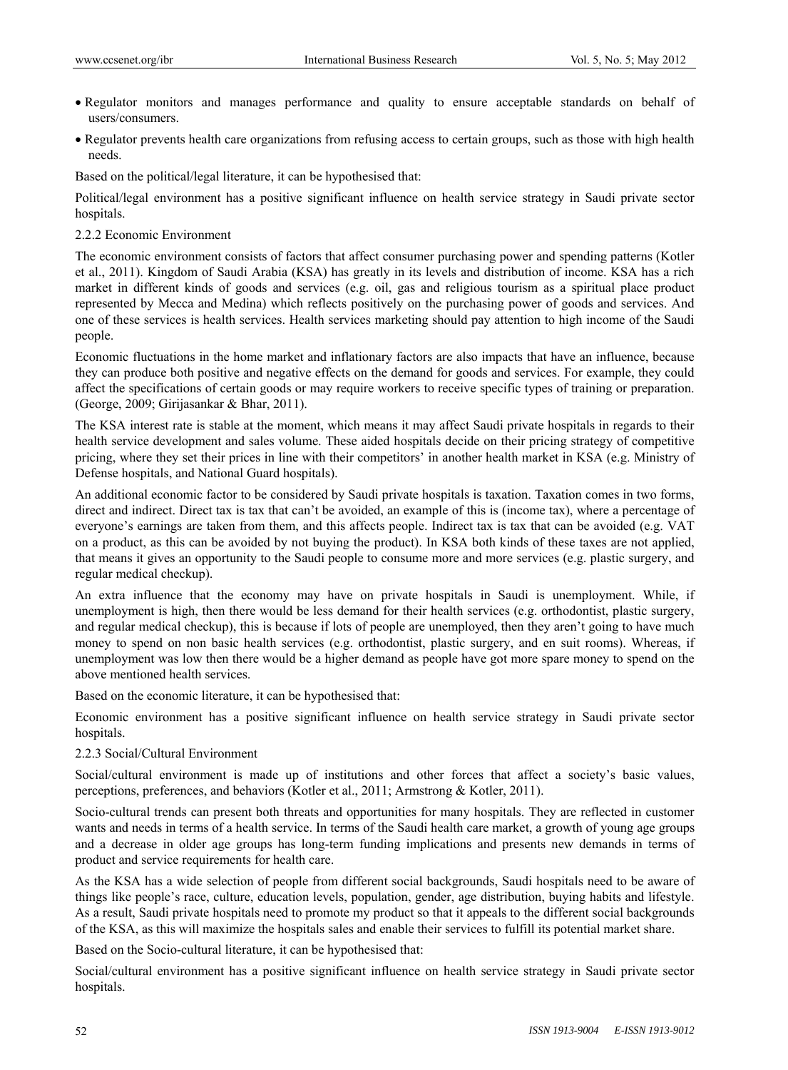- Regulator monitors and manages performance and quality to ensure acceptable standards on behalf of users/consumers.
- Regulator prevents health care organizations from refusing access to certain groups, such as those with high health needs.

Based on the political/legal literature, it can be hypothesised that:

Political/legal environment has a positive significant influence on health service strategy in Saudi private sector hospitals.

### 2.2.2 Economic Environment

The economic environment consists of factors that affect consumer purchasing power and spending patterns (Kotler et al., 2011). Kingdom of Saudi Arabia (KSA) has greatly in its levels and distribution of income. KSA has a rich market in different kinds of goods and services (e.g. oil, gas and religious tourism as a spiritual place product represented by Mecca and Medina) which reflects positively on the purchasing power of goods and services. And one of these services is health services. Health services marketing should pay attention to high income of the Saudi people.

Economic fluctuations in the home market and inflationary factors are also impacts that have an influence, because they can produce both positive and negative effects on the demand for goods and services. For example, they could affect the specifications of certain goods or may require workers to receive specific types of training or preparation. (George, 2009; Girijasankar & Bhar, 2011).

The KSA interest rate is stable at the moment, which means it may affect Saudi private hospitals in regards to their health service development and sales volume. These aided hospitals decide on their pricing strategy of competitive pricing, where they set their prices in line with their competitors' in another health market in KSA (e.g. Ministry of Defense hospitals, and National Guard hospitals).

An additional economic factor to be considered by Saudi private hospitals is taxation. Taxation comes in two forms, direct and indirect. Direct tax is tax that can't be avoided, an example of this is (income tax), where a percentage of everyone's earnings are taken from them, and this affects people. Indirect tax is tax that can be avoided (e.g. VAT on a product, as this can be avoided by not buying the product). In KSA both kinds of these taxes are not applied, that means it gives an opportunity to the Saudi people to consume more and more services (e.g. plastic surgery, and regular medical checkup).

An extra influence that the economy may have on private hospitals in Saudi is unemployment. While, if unemployment is high, then there would be less demand for their health services (e.g. orthodontist, plastic surgery, and regular medical checkup), this is because if lots of people are unemployed, then they aren't going to have much money to spend on non basic health services (e.g. orthodontist, plastic surgery, and en suit rooms). Whereas, if unemployment was low then there would be a higher demand as people have got more spare money to spend on the above mentioned health services.

Based on the economic literature, it can be hypothesised that:

Economic environment has a positive significant influence on health service strategy in Saudi private sector hospitals.

### 2.2.3 Social/Cultural Environment

Social/cultural environment is made up of institutions and other forces that affect a society's basic values, perceptions, preferences, and behaviors (Kotler et al., 2011; Armstrong & Kotler, 2011).

Socio-cultural trends can present both threats and opportunities for many hospitals. They are reflected in customer wants and needs in terms of a health service. In terms of the Saudi health care market, a growth of young age groups and a decrease in older age groups has long-term funding implications and presents new demands in terms of product and service requirements for health care.

As the KSA has a wide selection of people from different social backgrounds, Saudi hospitals need to be aware of things like people's race, culture, education levels, population, gender, age distribution, buying habits and lifestyle. As a result, Saudi private hospitals need to promote my product so that it appeals to the different social backgrounds of the KSA, as this will maximize the hospitals sales and enable their services to fulfill its potential market share.

Based on the Socio-cultural literature, it can be hypothesised that:

Social/cultural environment has a positive significant influence on health service strategy in Saudi private sector hospitals.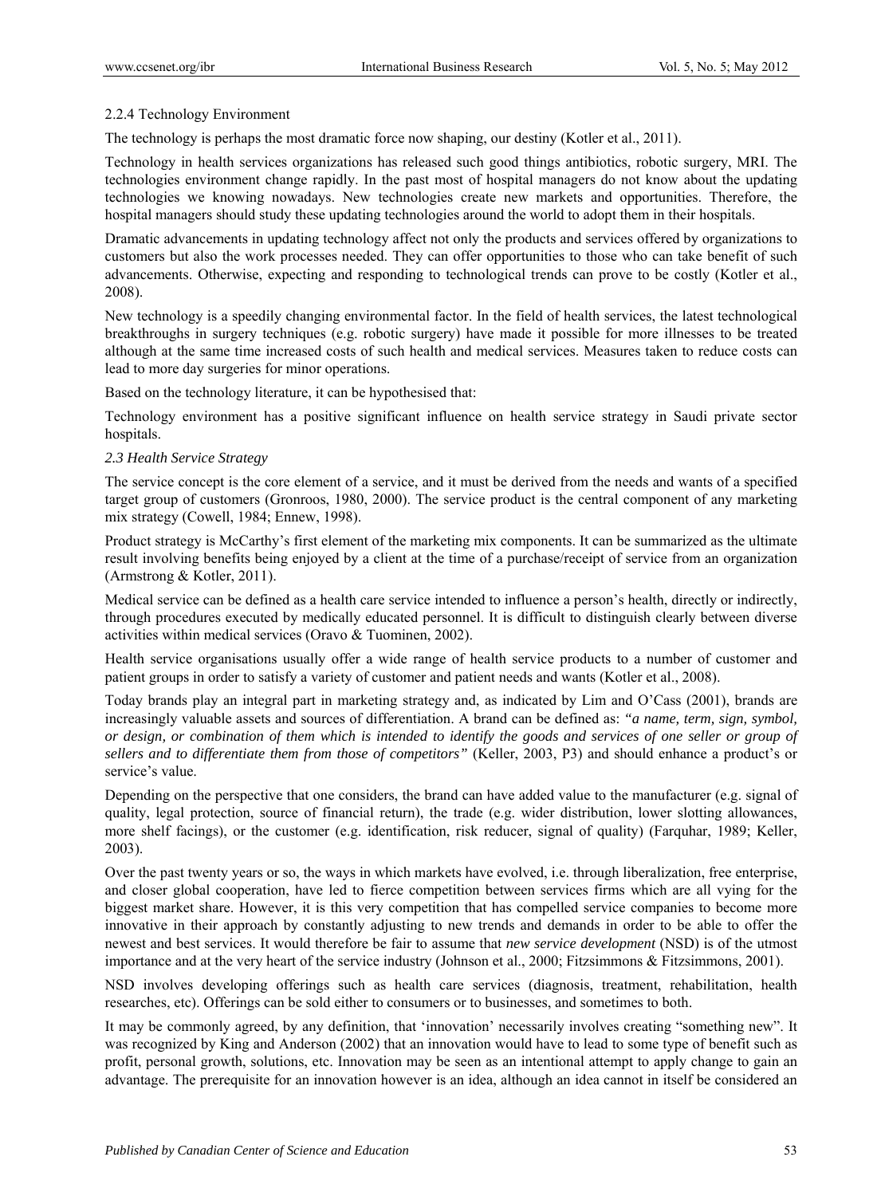### 2.2.4 Technology Environment

The technology is perhaps the most dramatic force now shaping, our destiny (Kotler et al., 2011).

Technology in health services organizations has released such good things antibiotics, robotic surgery, MRI. The technologies environment change rapidly. In the past most of hospital managers do not know about the updating technologies we knowing nowadays. New technologies create new markets and opportunities. Therefore, the hospital managers should study these updating technologies around the world to adopt them in their hospitals.

Dramatic advancements in updating technology affect not only the products and services offered by organizations to customers but also the work processes needed. They can offer opportunities to those who can take benefit of such advancements. Otherwise, expecting and responding to technological trends can prove to be costly (Kotler et al., 2008).

New technology is a speedily changing environmental factor. In the field of health services, the latest technological breakthroughs in surgery techniques (e.g. robotic surgery) have made it possible for more illnesses to be treated although at the same time increased costs of such health and medical services. Measures taken to reduce costs can lead to more day surgeries for minor operations.

Based on the technology literature, it can be hypothesised that:

Technology environment has a positive significant influence on health service strategy in Saudi private sector hospitals.

### *2.3 Health Service Strategy*

The service concept is the core element of a service, and it must be derived from the needs and wants of a specified target group of customers (Gronroos, 1980, 2000). The service product is the central component of any marketing mix strategy (Cowell, 1984; Ennew, 1998).

Product strategy is McCarthy's first element of the marketing mix components. It can be summarized as the ultimate result involving benefits being enjoyed by a client at the time of a purchase/receipt of service from an organization (Armstrong & Kotler, 2011).

Medical service can be defined as a health care service intended to influence a person's health, directly or indirectly, through procedures executed by medically educated personnel. It is difficult to distinguish clearly between diverse activities within medical services (Oravo & Tuominen, 2002).

Health service organisations usually offer a wide range of health service products to a number of customer and patient groups in order to satisfy a variety of customer and patient needs and wants (Kotler et al., 2008).

Today brands play an integral part in marketing strategy and, as indicated by Lim and O'Cass (2001), brands are increasingly valuable assets and sources of differentiation. A brand can be defined as: *"a name, term, sign, symbol, or design, or combination of them which is intended to identify the goods and services of one seller or group of sellers and to differentiate them from those of competitors"* (Keller, 2003, P3) and should enhance a product's or service's value.

Depending on the perspective that one considers, the brand can have added value to the manufacturer (e.g. signal of quality, legal protection, source of financial return), the trade (e.g. wider distribution, lower slotting allowances, more shelf facings), or the customer (e.g. identification, risk reducer, signal of quality) (Farquhar, 1989; Keller, 2003).

Over the past twenty years or so, the ways in which markets have evolved, i.e. through liberalization, free enterprise, and closer global cooperation, have led to fierce competition between services firms which are all vying for the biggest market share. However, it is this very competition that has compelled service companies to become more innovative in their approach by constantly adjusting to new trends and demands in order to be able to offer the newest and best services. It would therefore be fair to assume that *new service development* (NSD) is of the utmost importance and at the very heart of the service industry (Johnson et al., 2000; Fitzsimmons & Fitzsimmons, 2001).

NSD involves developing offerings such as health care services (diagnosis, treatment, rehabilitation, health researches, etc). Offerings can be sold either to consumers or to businesses, and sometimes to both.

It may be commonly agreed, by any definition, that 'innovation' necessarily involves creating "something new". It was recognized by King and Anderson (2002) that an innovation would have to lead to some type of benefit such as profit, personal growth, solutions, etc. Innovation may be seen as an intentional attempt to apply change to gain an advantage. The prerequisite for an innovation however is an idea, although an idea cannot in itself be considered an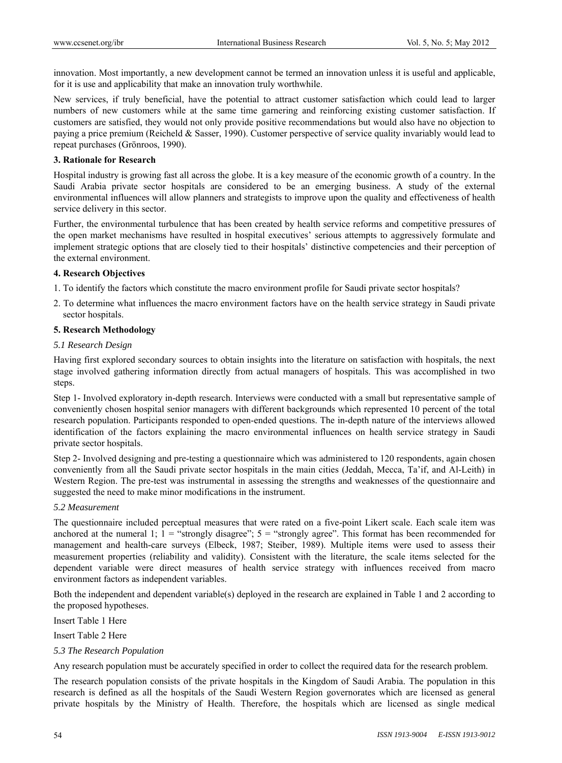innovation. Most importantly, a new development cannot be termed an innovation unless it is useful and applicable, for it is use and applicability that make an innovation truly worthwhile.

New services, if truly beneficial, have the potential to attract customer satisfaction which could lead to larger numbers of new customers while at the same time garnering and reinforcing existing customer satisfaction. If customers are satisfied, they would not only provide positive recommendations but would also have no objection to paying a price premium (Reicheld & Sasser, 1990). Customer perspective of service quality invariably would lead to repeat purchases (Grönroos, 1990).

## 3. Rationale for Research

Hospital industry is growing fast all across the globe. It is a key measure of the economic growth of a country. In the Saudi Arabia private sector hospitals are considered to be an emerging business. A study of the external environmental influences will allow planners and strategists to improve upon the quality and effectiveness of health service delivery in this sector.

Further, the environmental turbulence that has been created by health service reforms and competitive pressures of the open market mechanisms have resulted in hospital executives' serious attempts to aggressively formulate and implement strategic options that are closely tied to their hospitals' distinctive competencies and their perception of the external environment.

## 4. Research Objectives

1. To identify the factors which constitute the macro environment profile for Saudi private sector hospitals?
2. To determine what influences the macro environment factors have on the health service strategy in Saudi private sector hospitals.

## 5. Research Methodology

### *5.1 Research Design*

Having first explored secondary sources to obtain insights into the literature on satisfaction with hospitals, the next stage involved gathering information directly from actual managers of hospitals. This was accomplished in two steps.

Step 1- Involved exploratory in-depth research. Interviews were conducted with a small but representative sample of conveniently chosen hospital senior managers with different backgrounds which represented 10 percent of the total research population. Participants responded to open-ended questions. The in-depth nature of the interviews allowed identification of the factors explaining the macro environmental influences on health service strategy in Saudi private sector hospitals.

Step 2- Involved designing and pre-testing a questionnaire which was administered to 120 respondents, again chosen conveniently from all the Saudi private sector hospitals in the main cities (Jeddah, Mecca, Ta'if, and Al-Leith) in Western Region. The pre-test was instrumental in assessing the strengths and weaknesses of the questionnaire and suggested the need to make minor modifications in the instrument.

### *5.2 Measurement*

The questionnaire included perceptual measures that were rated on a five-point Likert scale. Each scale item was anchored at the numeral 1; 1 = "strongly disagree"; 5 = "strongly agree". This format has been recommended for management and health-care surveys (Elbeck, 1987; Steiber, 1989). Multiple items were used to assess their measurement properties (reliability and validity). Consistent with the literature, the scale items selected for the dependent variable were direct measures of health service strategy with influences received from macro environment factors as independent variables.

Both the independent and dependent variable(s) deployed in the research are explained in Table 1 and 2 according to the proposed hypotheses.

Insert Table 1 Here

Insert Table 2 Here

### *5.3 The Research Population*

Any research population must be accurately specified in order to collect the required data for the research problem.

The research population consists of the private hospitals in the Kingdom of Saudi Arabia. The population in this research is defined as all the hospitals of the Saudi Western Region governorates which are licensed as general private hospitals by the Ministry of Health. Therefore, the hospitals which are licensed as single medical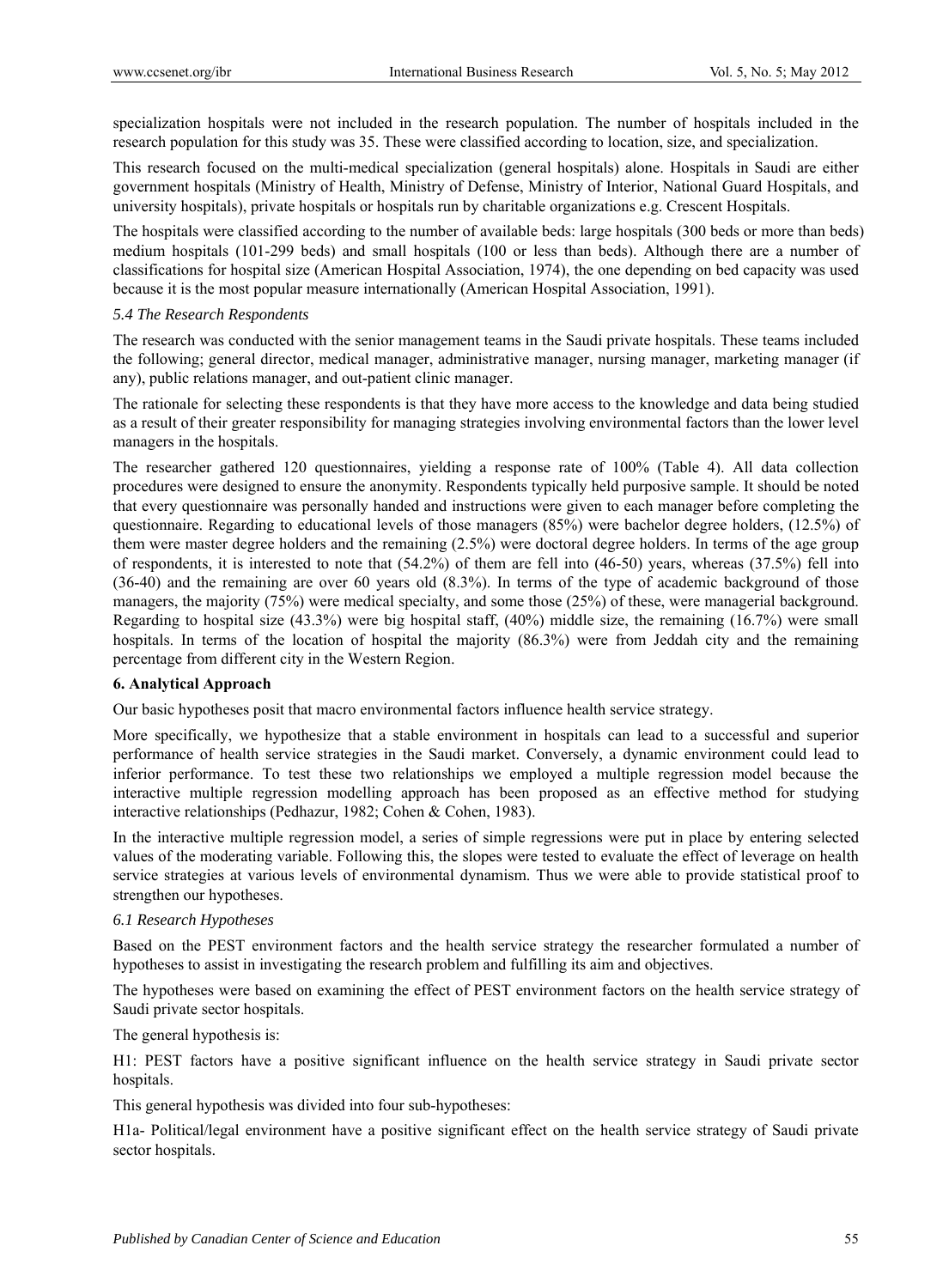specialization hospitals were not included in the research population. The number of hospitals included in the research population for this study was 35. These were classified according to location, size, and specialization.

This research focused on the multi-medical specialization (general hospitals) alone. Hospitals in Saudi are either government hospitals (Ministry of Health, Ministry of Defense, Ministry of Interior, National Guard Hospitals, and university hospitals), private hospitals or hospitals run by charitable organizations e.g. Crescent Hospitals.

The hospitals were classified according to the number of available beds: large hospitals (300 beds or more than beds) medium hospitals (101-299 beds) and small hospitals (100 or less than beds). Although there are a number of classifications for hospital size (American Hospital Association, 1974), the one depending on bed capacity was used because it is the most popular measure internationally (American Hospital Association, 1991).

### *5.4 The Research Respondents*

The research was conducted with the senior management teams in the Saudi private hospitals. These teams included the following; general director, medical manager, administrative manager, nursing manager, marketing manager (if any), public relations manager, and out-patient clinic manager.

The rationale for selecting these respondents is that they have more access to the knowledge and data being studied as a result of their greater responsibility for managing strategies involving environmental factors than the lower level managers in the hospitals.

The researcher gathered 120 questionnaires, yielding a response rate of 100% (Table 4). All data collection procedures were designed to ensure the anonymity. Respondents typically held purposive sample. It should be noted that every questionnaire was personally handed and instructions were given to each manager before completing the questionnaire. Regarding to educational levels of those managers (85%) were bachelor degree holders, (12.5%) of them were master degree holders and the remaining (2.5%) were doctoral degree holders. In terms of the age group of respondents, it is interested to note that (54.2%) of them are fell into (46-50) years, whereas (37.5%) fell into (36-40) and the remaining are over 60 years old (8.3%). In terms of the type of academic background of those managers, the majority (75%) were medical specialty, and some those (25%) of these, were managerial background. Regarding to hospital size (43.3%) were big hospital staff, (40%) middle size, the remaining (16.7%) were small hospitals. In terms of the location of hospital the majority (86.3%) were from Jeddah city and the remaining percentage from different city in the Western Region.

## 6. Analytical Approach

Our basic hypotheses posit that macro environmental factors influence health service strategy.

More specifically, we hypothesize that a stable environment in hospitals can lead to a successful and superior performance of health service strategies in the Saudi market. Conversely, a dynamic environment could lead to inferior performance. To test these two relationships we employed a multiple regression model because the interactive multiple regression modelling approach has been proposed as an effective method for studying interactive relationships (Pedhazur, 1982; Cohen & Cohen, 1983).

In the interactive multiple regression model, a series of simple regressions were put in place by entering selected values of the moderating variable. Following this, the slopes were tested to evaluate the effect of leverage on health service strategies at various levels of environmental dynamism. Thus we were able to provide statistical proof to strengthen our hypotheses.

### *6.1 Research Hypotheses*

Based on the PEST environment factors and the health service strategy the researcher formulated a number of hypotheses to assist in investigating the research problem and fulfilling its aim and objectives.

The hypotheses were based on examining the effect of PEST environment factors on the health service strategy of Saudi private sector hospitals.

The general hypothesis is:

H1: PEST factors have a positive significant influence on the health service strategy in Saudi private sector hospitals.

This general hypothesis was divided into four sub-hypotheses:

H1a- Political/legal environment have a positive significant effect on the health service strategy of Saudi private sector hospitals.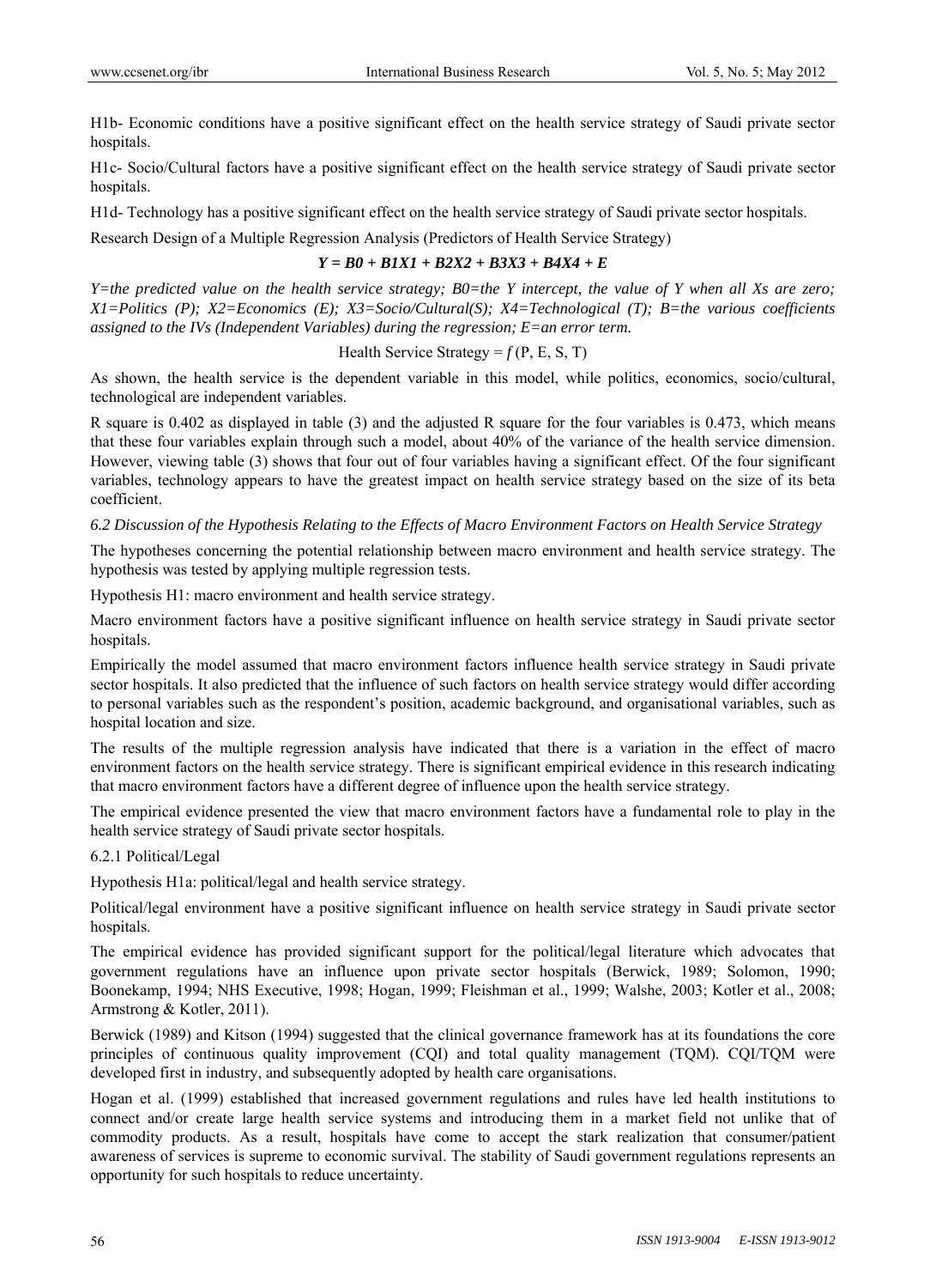H1b- Economic conditions have a positive significant effect on the health service strategy of Saudi private sector hospitals.

H1c- Socio/Cultural factors have a positive significant effect on the health service strategy of Saudi private sector hospitals.

H1d- Technology has a positive significant effect on the health service strategy of Saudi private sector hospitals.

Research Design of a Multiple Regression Analysis (Predictors of Health Service Strategy)

$$Y = B0 + B1X1 + B2X2 + B3X3 + B4X4 + E$$

*Y=the predicted value on the health service strategy; B0=the Y intercept, the value of Y when all Xs are zero; X1=Politics (P); X2=Economics (E); X3=Socio/Cultural(S); X4=Technological (T); B=the various coefficients assigned to the IVs (Independent Variables) during the regression; E=an error term.*

Health Service Strategy = *f* (P, E, S, T)

As shown, the health service is the dependent variable in this model, while politics, economics, socio/cultural, technological are independent variables.

R square is 0.402 as displayed in table (3) and the adjusted R square for the four variables is 0.473, which means that these four variables explain through such a model, about 40% of the variance of the health service dimension. However, viewing table (3) shows that four out of four variables having a significant effect. Of the four significant variables, technology appears to have the greatest impact on health service strategy based on the size of its beta coefficient.

### *6.2 Discussion of the Hypothesis Relating to the Effects of Macro Environment Factors on Health Service Strategy*

The hypotheses concerning the potential relationship between macro environment and health service strategy. The hypothesis was tested by applying multiple regression tests.

Hypothesis H1: macro environment and health service strategy.

Macro environment factors have a positive significant influence on health service strategy in Saudi private sector hospitals.

Empirically the model assumed that macro environment factors influence health service strategy in Saudi private sector hospitals. It also predicted that the influence of such factors on health service strategy would differ according to personal variables such as the respondent's position, academic background, and organisational variables, such as hospital location and size.

The results of the multiple regression analysis have indicated that there is a variation in the effect of macro environment factors on the health service strategy. There is significant empirical evidence in this research indicating that macro environment factors have a different degree of influence upon the health service strategy.

The empirical evidence presented the view that macro environment factors have a fundamental role to play in the health service strategy of Saudi private sector hospitals.

#### 6.2.1 Political/Legal

Hypothesis H1a: political/legal and health service strategy.

Political/legal environment have a positive significant influence on health service strategy in Saudi private sector hospitals.

The empirical evidence has provided significant support for the political/legal literature which advocates that government regulations have an influence upon private sector hospitals (Berwick, 1989; Solomon, 1990; Boonekamp, 1994; NHS Executive, 1998; Hogan, 1999; Fleishman et al., 1999; Walshe, 2003; Kotler et al., 2008; Armstrong & Kotler, 2011).

Berwick (1989) and Kitson (1994) suggested that the clinical governance framework has at its foundations the core principles of continuous quality improvement (CQI) and total quality management (TQM). CQI/TQM were developed first in industry, and subsequently adopted by health care organisations.

Hogan et al. (1999) established that increased government regulations and rules have led health institutions to connect and/or create large health service systems and introducing them in a market field not unlike that of commodity products. As a result, hospitals have come to accept the stark realization that consumer/patient awareness of services is supreme to economic survival. The stability of Saudi government regulations represents an opportunity for such hospitals to reduce uncertainty.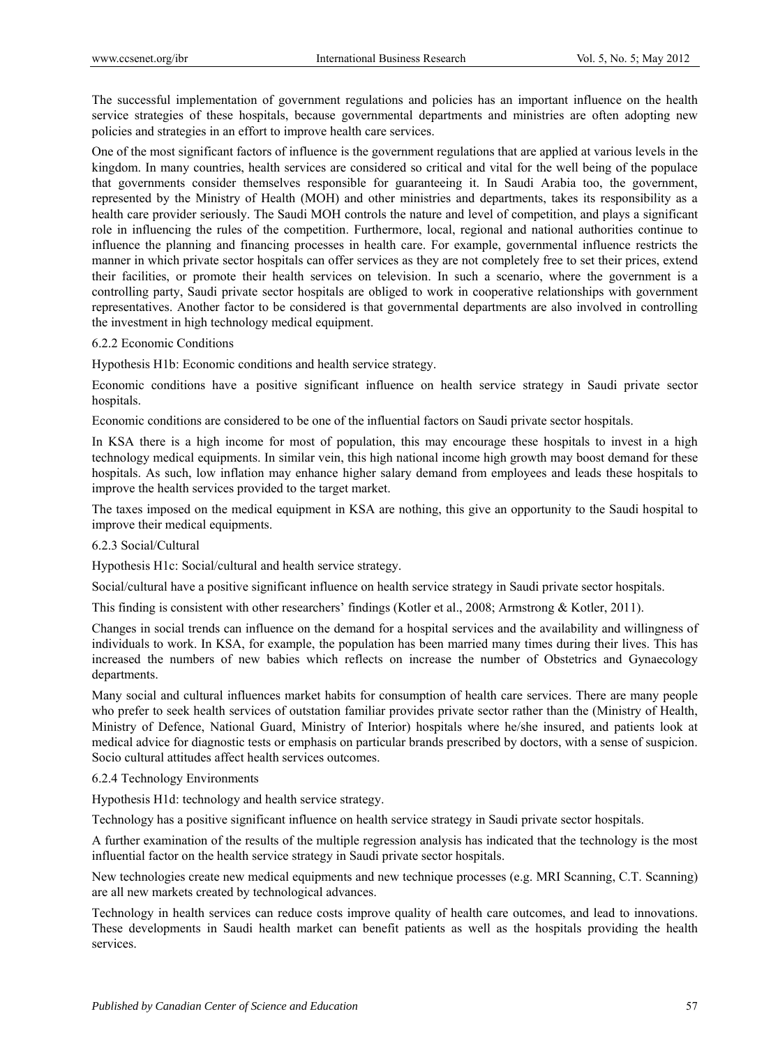The successful implementation of government regulations and policies has an important influence on the health service strategies of these hospitals, because governmental departments and ministries are often adopting new policies and strategies in an effort to improve health care services.

One of the most significant factors of influence is the government regulations that are applied at various levels in the kingdom. In many countries, health services are considered so critical and vital for the well being of the populace that governments consider themselves responsible for guaranteeing it. In Saudi Arabia too, the government, represented by the Ministry of Health (MOH) and other ministries and departments, takes its responsibility as a health care provider seriously. The Saudi MOH controls the nature and level of competition, and plays a significant role in influencing the rules of the competition. Furthermore, local, regional and national authorities continue to influence the planning and financing processes in health care. For example, governmental influence restricts the manner in which private sector hospitals can offer services as they are not completely free to set their prices, extend their facilities, or promote their health services on television. In such a scenario, where the government is a controlling party, Saudi private sector hospitals are obliged to work in cooperative relationships with government representatives. Another factor to be considered is that governmental departments are also involved in controlling the investment in high technology medical equipment.

### 6.2.2 Economic Conditions

Hypothesis H1b: Economic conditions and health service strategy.

Economic conditions have a positive significant influence on health service strategy in Saudi private sector hospitals.

Economic conditions are considered to be one of the influential factors on Saudi private sector hospitals.

In KSA there is a high income for most of population, this may encourage these hospitals to invest in a high technology medical equipments. In similar vein, this high national income high growth may boost demand for these hospitals. As such, low inflation may enhance higher salary demand from employees and leads these hospitals to improve the health services provided to the target market.

The taxes imposed on the medical equipment in KSA are nothing, this give an opportunity to the Saudi hospital to improve their medical equipments.

### 6.2.3 Social/Cultural

Hypothesis H1c: Social/cultural and health service strategy.

Social/cultural have a positive significant influence on health service strategy in Saudi private sector hospitals.

This finding is consistent with other researchers' findings (Kotler et al., 2008; Armstrong & Kotler, 2011).

Changes in social trends can influence on the demand for a hospital services and the availability and willingness of individuals to work. In KSA, for example, the population has been married many times during their lives. This has increased the numbers of new babies which reflects on increase the number of Obstetrics and Gynaecology departments.

Many social and cultural influences market habits for consumption of health care services. There are many people who prefer to seek health services of outstation familiar provides private sector rather than the (Ministry of Health, Ministry of Defence, National Guard, Ministry of Interior) hospitals where he/she insured, and patients look at medical advice for diagnostic tests or emphasis on particular brands prescribed by doctors, with a sense of suspicion. Socio cultural attitudes affect health services outcomes.

### 6.2.4 Technology Environments

Hypothesis H1d: technology and health service strategy.

Technology has a positive significant influence on health service strategy in Saudi private sector hospitals.

A further examination of the results of the multiple regression analysis has indicated that the technology is the most influential factor on the health service strategy in Saudi private sector hospitals.

New technologies create new medical equipments and new technique processes (e.g. MRI Scanning, C.T. Scanning) are all new markets created by technological advances.

Technology in health services can reduce costs improve quality of health care outcomes, and lead to innovations. These developments in Saudi health market can benefit patients as well as the hospitals providing the health services.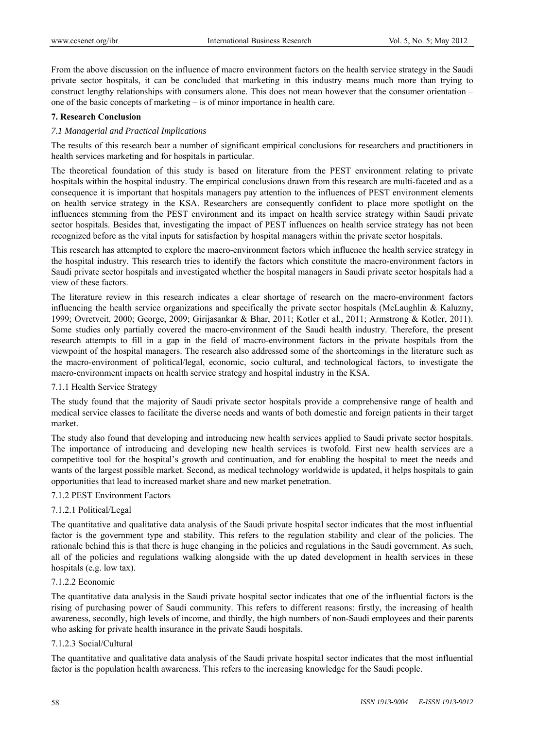From the above discussion on the influence of macro environment factors on the health service strategy in the Saudi private sector hospitals, it can be concluded that marketing in this industry means much more than trying to construct lengthy relationships with consumers alone. This does not mean however that the consumer orientation – one of the basic concepts of marketing – is of minor importance in health care.

## 7. Research Conclusion

### *7.1 Managerial and Practical Implications*

The results of this research bear a number of significant empirical conclusions for researchers and practitioners in health services marketing and for hospitals in particular.

The theoretical foundation of this study is based on literature from the PEST environment relating to private hospitals within the hospital industry. The empirical conclusions drawn from this research are multi-faceted and as a consequence it is important that hospitals managers pay attention to the influences of PEST environment elements on health service strategy in the KSA. Researchers are consequently confident to place more spotlight on the influences stemming from the PEST environment and its impact on health service strategy within Saudi private sector hospitals. Besides that, investigating the impact of PEST influences on health service strategy has not been recognized before as the vital inputs for satisfaction by hospital managers within the private sector hospitals.

This research has attempted to explore the macro-environment factors which influence the health service strategy in the hospital industry. This research tries to identify the factors which constitute the macro-environment factors in Saudi private sector hospitals and investigated whether the hospital managers in Saudi private sector hospitals had a view of these factors.

The literature review in this research indicates a clear shortage of research on the macro-environment factors influencing the health service organizations and specifically the private sector hospitals (McLaughlin & Kaluzny, 1999; Ovretveit, 2000; George, 2009; Girijasankar & Bhar, 2011; Kotler et al., 2011; Armstrong & Kotler, 2011). Some studies only partially covered the macro-environment of the Saudi health industry. Therefore, the present research attempts to fill in a gap in the field of macro-environment factors in the private hospitals from the viewpoint of the hospital managers. The research also addressed some of the shortcomings in the literature such as the macro-environment of political/legal, economic, socio cultural, and technological factors, to investigate the macro-environment impacts on health service strategy and hospital industry in the KSA.

#### 7.1.1 Health Service Strategy

The study found that the majority of Saudi private sector hospitals provide a comprehensive range of health and medical service classes to facilitate the diverse needs and wants of both domestic and foreign patients in their target market.

The study also found that developing and introducing new health services applied to Saudi private sector hospitals. The importance of introducing and developing new health services is twofold. First new health services are a competitive tool for the hospital's growth and continuation, and for enabling the hospital to meet the needs and wants of the largest possible market. Second, as medical technology worldwide is updated, it helps hospitals to gain opportunities that lead to increased market share and new market penetration.

#### 7.1.2 PEST Environment Factors

##### 7.1.2.1 Political/Legal

The quantitative and qualitative data analysis of the Saudi private hospital sector indicates that the most influential factor is the government type and stability. This refers to the regulation stability and clear of the policies. The rationale behind this is that there is huge changing in the policies and regulations in the Saudi government. As such, all of the policies and regulations walking alongside with the up dated development in health services in these hospitals (e.g. low tax).

##### 7.1.2.2 Economic

The quantitative data analysis in the Saudi private hospital sector indicates that one of the influential factors is the rising of purchasing power of Saudi community. This refers to different reasons: firstly, the increasing of health awareness, secondly, high levels of income, and thirdly, the high numbers of non-Saudi employees and their parents who asking for private health insurance in the private Saudi hospitals.

##### 7.1.2.3 Social/Cultural

The quantitative and qualitative data analysis of the Saudi private hospital sector indicates that the most influential factor is the population health awareness. This refers to the increasing knowledge for the Saudi people.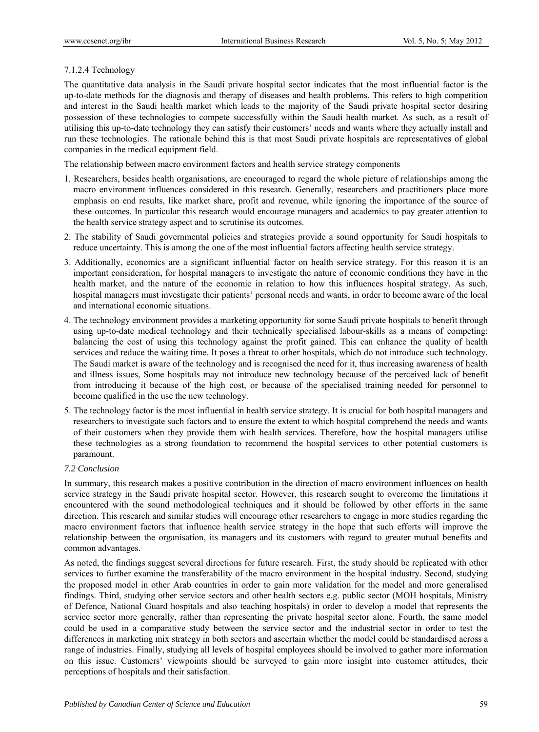#### 7.1.2.4 Technology

The quantitative data analysis in the Saudi private hospital sector indicates that the most influential factor is the up-to-date methods for the diagnosis and therapy of diseases and health problems. This refers to high competition and interest in the Saudi health market which leads to the majority of the Saudi private hospital sector desiring possession of these technologies to compete successfully within the Saudi health market. As such, as a result of utilising this up-to-date technology they can satisfy their customers' needs and wants where they actually install and run these technologies. The rationale behind this is that most Saudi private hospitals are representatives of global companies in the medical equipment field.

The relationship between macro environment factors and health service strategy components

1. Researchers, besides health organisations, are encouraged to regard the whole picture of relationships among the macro environment influences considered in this research. Generally, researchers and practitioners place more emphasis on end results, like market share, profit and revenue, while ignoring the importance of the source of these outcomes. In particular this research would encourage managers and academics to pay greater attention to the health service strategy aspect and to scrutinise its outcomes.
2. The stability of Saudi governmental policies and strategies provide a sound opportunity for Saudi hospitals to reduce uncertainty. This is among the one of the most influential factors affecting health service strategy.
3. Additionally, economics are a significant influential factor on health service strategy. For this reason it is an important consideration, for hospital managers to investigate the nature of economic conditions they have in the health market, and the nature of the economic in relation to how this influences hospital strategy. As such, hospital managers must investigate their patients' personal needs and wants, in order to become aware of the local and international economic situations.
4. The technology environment provides a marketing opportunity for some Saudi private hospitals to benefit through using up-to-date medical technology and their technically specialised labour-skills as a means of competing: balancing the cost of using this technology against the profit gained. This can enhance the quality of health services and reduce the waiting time. It poses a threat to other hospitals, which do not introduce such technology. The Saudi market is aware of the technology and is recognised the need for it, thus increasing awareness of health and illness issues, Some hospitals may not introduce new technology because of the perceived lack of benefit from introducing it because of the high cost, or because of the specialised training needed for personnel to become qualified in the use the new technology.
5. The technology factor is the most influential in health service strategy. It is crucial for both hospital managers and researchers to investigate such factors and to ensure the extent to which hospital comprehend the needs and wants of their customers when they provide them with health services. Therefore, how the hospital managers utilise these technologies as a strong foundation to recommend the hospital services to other potential customers is paramount.

### *7.2 Conclusion*

In summary, this research makes a positive contribution in the direction of macro environment influences on health service strategy in the Saudi private hospital sector. However, this research sought to overcome the limitations it encountered with the sound methodological techniques and it should be followed by other efforts in the same direction. This research and similar studies will encourage other researchers to engage in more studies regarding the macro environment factors that influence health service strategy in the hope that such efforts will improve the relationship between the organisation, its managers and its customers with regard to greater mutual benefits and common advantages.

As noted, the findings suggest several directions for future research. First, the study should be replicated with other services to further examine the transferability of the macro environment in the hospital industry. Second, studying the proposed model in other Arab countries in order to gain more validation for the model and more generalised findings. Third, studying other service sectors and other health sectors e.g. public sector (MOH hospitals, Ministry of Defence, National Guard hospitals and also teaching hospitals) in order to develop a model that represents the service sector more generally, rather than representing the private hospital sector alone. Fourth, the same model could be used in a comparative study between the service sector and the industrial sector in order to test the differences in marketing mix strategy in both sectors and ascertain whether the model could be standardised across a range of industries. Finally, studying all levels of hospital employees should be involved to gather more information on this issue. Customers' viewpoints should be surveyed to gain more insight into customer attitudes, their perceptions of hospitals and their satisfaction.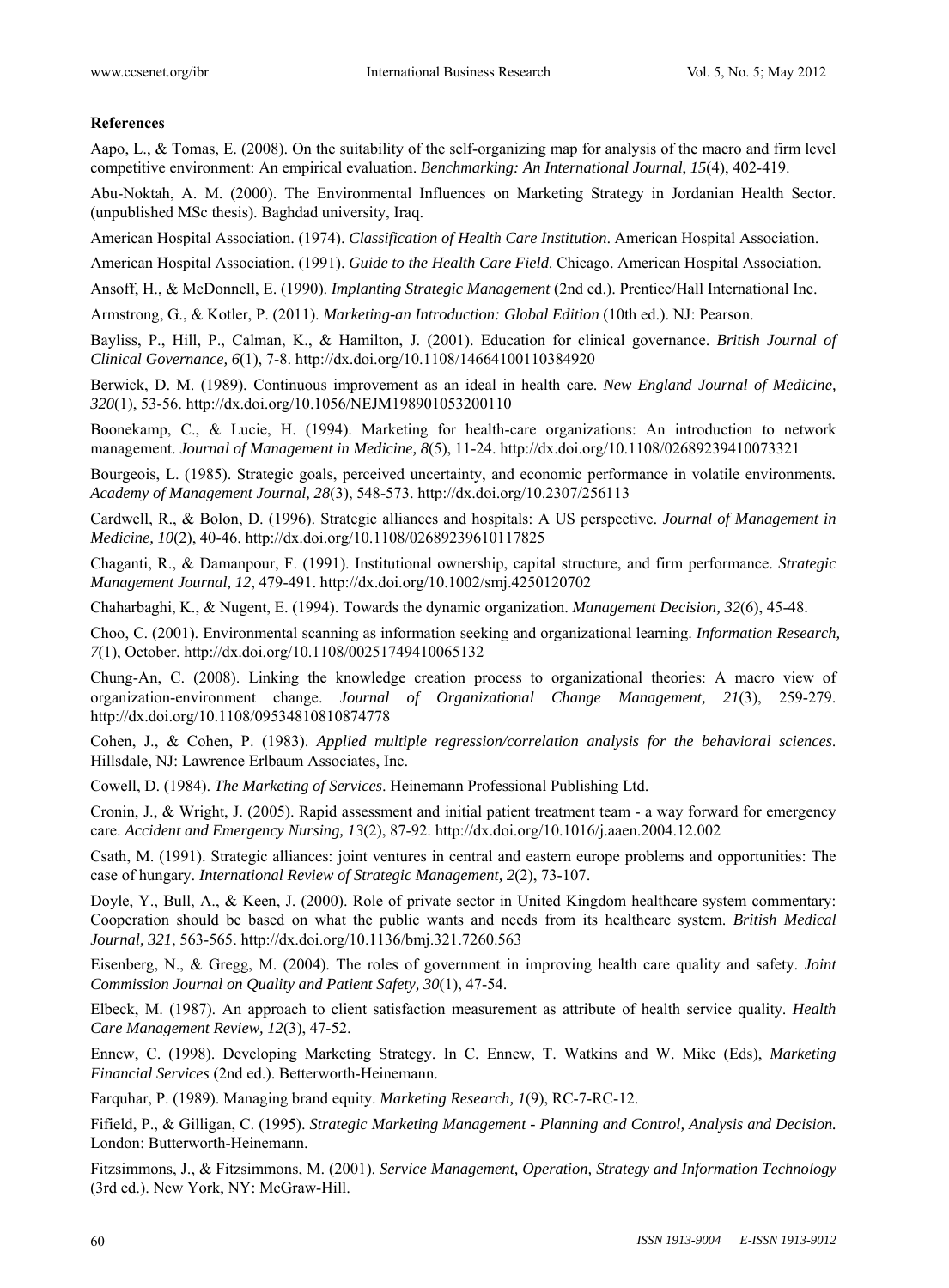**References**

Aapo, L., & Tomas, E. (2008). On the suitability of the self-organizing map for analysis of the macro and firm level competitive environment: An empirical evaluation. *Benchmarking: An International Journal*, *15*(4), 402-419.

Abu-Noktah, A. M. (2000). The Environmental Influences on Marketing Strategy in Jordanian Health Sector. (unpublished MSc thesis). Baghdad university, Iraq.

American Hospital Association. (1974). *Classification of Health Care Institution*. American Hospital Association.

American Hospital Association. (1991). *Guide to the Health Care Field*. Chicago. American Hospital Association.

Ansoff, H., & McDonnell, E. (1990). *Implanting Strategic Management* (2nd ed.). Prentice/Hall International Inc.

Armstrong, G., & Kotler, P. (2011). *Marketing-an Introduction: Global Edition* (10th ed.). NJ: Pearson.

Bayliss, P., Hill, P., Calman, K., & Hamilton, J. (2001). Education for clinical governance. *British Journal of Clinical Governance, 6*(1), 7-8. http://dx.doi.org/10.1108/14664100110384920

Berwick, D. M. (1989). Continuous improvement as an ideal in health care. *New England Journal of Medicine, 320*(1), 53-56. http://dx.doi.org/10.1056/NEJM198901053200110

Boonekamp, C., & Lucie, H. (1994). Marketing for health-care organizations: An introduction to network management. *Journal of Management in Medicine, 8*(5), 11-24. http://dx.doi.org/10.1108/02689239410073321

Bourgeois, L. (1985). Strategic goals, perceived uncertainty, and economic performance in volatile environments. *Academy of Management Journal, 28*(3), 548-573. http://dx.doi.org/10.2307/256113

Cardwell, R., & Bolon, D. (1996). Strategic alliances and hospitals: A US perspective. *Journal of Management in Medicine, 10*(2), 40-46. http://dx.doi.org/10.1108/02689239610117825

Chaganti, R., & Damanpour, F. (1991). Institutional ownership, capital structure, and firm performance. *Strategic Management Journal, 12*, 479-491. http://dx.doi.org/10.1002/smj.4250120702

Chaharbaghi, K., & Nugent, E. (1994). Towards the dynamic organization. *Management Decision, 32*(6), 45-48.

Choo, C. (2001). Environmental scanning as information seeking and organizational learning. *Information Research, 7*(1), October. http://dx.doi.org/10.1108/00251749410065132

Chung-An, C. (2008). Linking the knowledge creation process to organizational theories: A macro view of organization-environment change. *Journal of Organizational Change Management, 21*(3), 259-279. http://dx.doi.org/10.1108/09534810810874778

Cohen, J., & Cohen, P. (1983). *Applied multiple regression/correlation analysis for the behavioral sciences*. Hillsdale, NJ: Lawrence Erlbaum Associates, Inc.

Cowell, D. (1984). *The Marketing of Services*. Heinemann Professional Publishing Ltd.

Cronin, J., & Wright, J. (2005). Rapid assessment and initial patient treatment team - a way forward for emergency care. *Accident and Emergency Nursing, 13*(2), 87-92. http://dx.doi.org/10.1016/j.aaen.2004.12.002

Csath, M. (1991). Strategic alliances: joint ventures in central and eastern europe problems and opportunities: The case of hungary. *International Review of Strategic Management, 2*(2), 73-107.

Doyle, Y., Bull, A., & Keen, J. (2000). Role of private sector in United Kingdom healthcare system commentary: Cooperation should be based on what the public wants and needs from its healthcare system. *British Medical Journal, 321*, 563-565. http://dx.doi.org/10.1136/bmj.321.7260.563

Eisenberg, N., & Gregg, M. (2004). The roles of government in improving health care quality and safety. *Joint Commission Journal on Quality and Patient Safety, 30*(1), 47-54.

Elbeck, M. (1987). An approach to client satisfaction measurement as attribute of health service quality. *Health Care Management Review, 12*(3), 47-52.

Ennew, C. (1998). Developing Marketing Strategy. In C. Ennew, T. Watkins and W. Mike (Eds), *Marketing Financial Services* (2nd ed.). Betterworth-Heinemann.

Farquhar, P. (1989). Managing brand equity. *Marketing Research, 1*(9), RC-7-RC-12.

Fifield, P., & Gilligan, C. (1995). *Strategic Marketing Management - Planning and Control, Analysis and Decision.* London: Butterworth-Heinemann.

Fitzsimmons, J., & Fitzsimmons, M. (2001). *Service Management, Operation, Strategy and Information Technology* (3rd ed.). New York, NY: McGraw-Hill.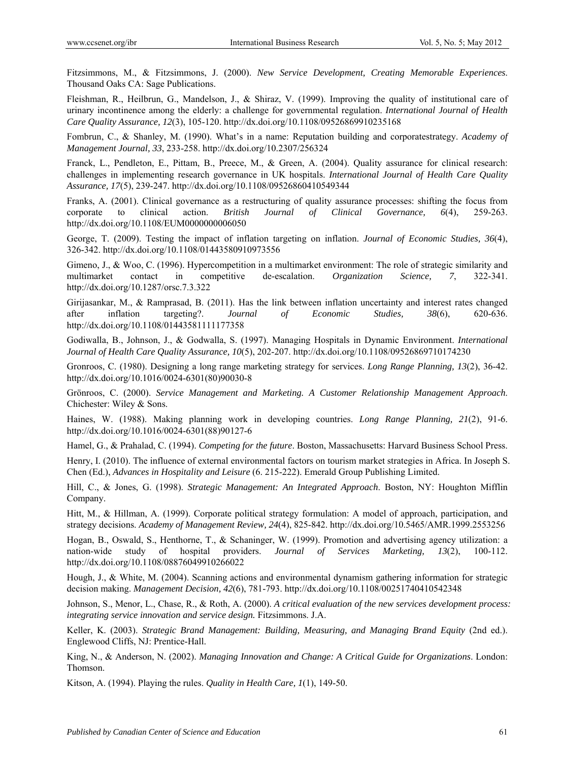Fitzsimmons, M., & Fitzsimmons, J. (2000). *New Service Development, Creating Memorable Experiences*. Thousand Oaks CA: Sage Publications.

Fleishman, R., Heilbrun, G., Mandelson, J., & Shiraz, V. (1999). Improving the quality of institutional care of urinary incontinence among the elderly: a challenge for governmental regulation. *International Journal of Health Care Quality Assurance, 12*(3), 105-120. http://dx.doi.org/10.1108/09526869910235168

Fombrun, C., & Shanley, M. (1990). What's in a name: Reputation building and corporatestrategy. *Academy of Management Journal, 33*, 233-258. http://dx.doi.org/10.2307/256324

Franck, L., Pendleton, E., Pittam, B., Preece, M., & Green, A. (2004). Quality assurance for clinical research: challenges in implementing research governance in UK hospitals. *International Journal of Health Care Quality Assurance, 17*(5), 239-247. http://dx.doi.org/10.1108/09526860410549344

Franks, A. (2001). Clinical governance as a restructuring of quality assurance processes: shifting the focus from corporate to clinical action. *British Journal of Clinical Governance, 6*(4), 259-263. http://dx.doi.org/10.1108/EUM0000000006050

George, T. (2009). Testing the impact of inflation targeting on inflation. *Journal of Economic Studies, 36*(4), 326-342. http://dx.doi.org/10.1108/01443580910973556

Gimeno, J., & Woo, C. (1996). Hypercompetition in a multimarket environment: The role of strategic similarity and multimarket contact in competitive de-escalation. *Organization Science, 7*, 322-341. http://dx.doi.org/10.1287/orsc.7.3.322

Girijasankar, M., & Ramprasad, B. (2011). Has the link between inflation uncertainty and interest rates changed after inflation targeting?. *Journal of Economic Studies, 38*(6), 620-636. http://dx.doi.org/10.1108/01443581111177358

Godiwalla, B., Johnson, J., & Godwalla, S. (1997). Managing Hospitals in Dynamic Environment. *International Journal of Health Care Quality Assurance, 10*(5), 202-207. http://dx.doi.org/10.1108/09526869710174230

Gronroos, C. (1980). Designing a long range marketing strategy for services. *Long Range Planning, 13*(2), 36-42. http://dx.doi.org/10.1016/0024-6301(80)90030-8

Grönroos, C. (2000). *Service Management and Marketing. A Customer Relationship Management Approach*. Chichester: Wiley & Sons.

Haines, W. (1988). Making planning work in developing countries. *Long Range Planning, 21*(2), 91-6. http://dx.doi.org/10.1016/0024-6301(88)90127-6

Hamel, G., & Prahalad, C. (1994). *Competing for the future*. Boston, Massachusetts: Harvard Business School Press.

Henry, I. (2010). The influence of external environmental factors on tourism market strategies in Africa. In Joseph S. Chen (Ed.), *Advances in Hospitality and Leisure* (6. 215-222). Emerald Group Publishing Limited.

Hill, C., & Jones, G. (1998). *Strategic Management: An Integrated Approach*. Boston, NY: Houghton Mifflin Company.

Hitt, M., & Hillman, A. (1999). Corporate political strategy formulation: A model of approach, participation, and strategy decisions. *Academy of Management Review, 24*(4), 825-842. http://dx.doi.org/10.5465/AMR.1999.2553256

Hogan, B., Oswald, S., Henthorne, T., & Schaninger, W. (1999). Promotion and advertising agency utilization: a nation-wide study of hospital providers. *Journal of Services Marketing, 13*(2), 100-112. http://dx.doi.org/10.1108/08876049910266022

Hough, J., & White, M. (2004). Scanning actions and environmental dynamism gathering information for strategic decision making. *Management Decision, 42*(6), 781-793. http://dx.doi.org/10.1108/00251740410542348

Johnson, S., Menor, L., Chase, R., & Roth, A. (2000). *A critical evaluation of the new services development process: integrating service innovation and service design.* Fitzsimmons. J.A.

Keller, K. (2003). *Strategic Brand Management: Building, Measuring, and Managing Brand Equity* (2nd ed.). Englewood Cliffs, NJ: Prentice-Hall.

King, N., & Anderson, N. (2002). *Managing Innovation and Change: A Critical Guide for Organizations*. London: Thomson.

Kitson, A. (1994). Playing the rules. *Quality in Health Care, 1*(1), 149-50.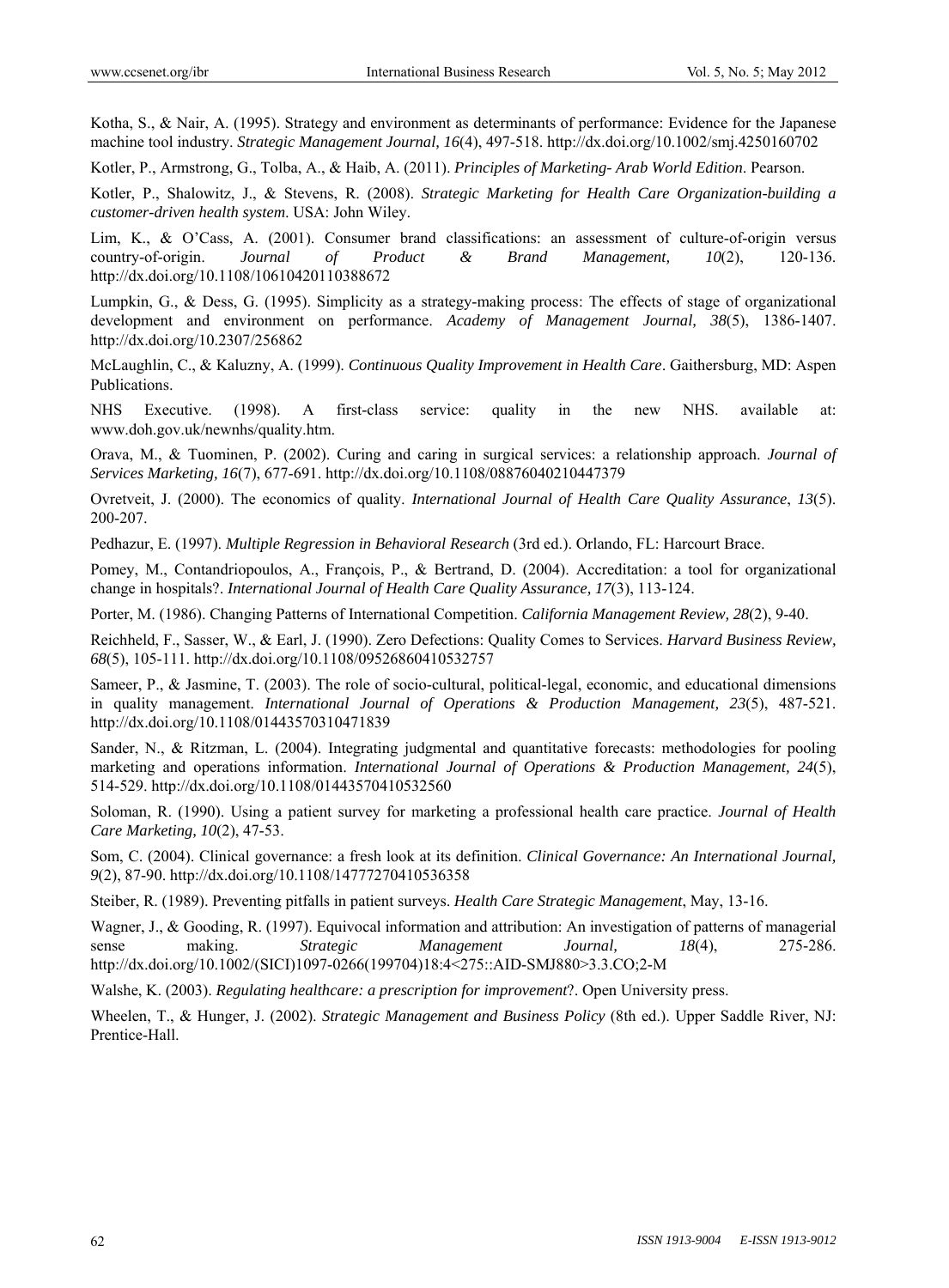Kotha, S., & Nair, A. (1995). Strategy and environment as determinants of performance: Evidence for the Japanese machine tool industry. *Strategic Management Journal, 16*(4), 497-518. http://dx.doi.org/10.1002/smj.4250160702

Kotler, P., Armstrong, G., Tolba, A., & Haib, A. (2011). *Principles of Marketing- Arab World Edition*. Pearson.

Kotler, P., Shalowitz, J., & Stevens, R. (2008). *Strategic Marketing for Health Care Organization-building a customer-driven health system*. USA: John Wiley.

Lim, K., & O'Cass, A. (2001). Consumer brand classifications: an assessment of culture-of-origin versus country-of-origin. *Journal of Product & Brand Management, 10*(2), 120-136. http://dx.doi.org/10.1108/10610420110388672

Lumpkin, G., & Dess, G. (1995). Simplicity as a strategy-making process: The effects of stage of organizational development and environment on performance. *Academy of Management Journal, 38*(5), 1386-1407. http://dx.doi.org/10.2307/256862

McLaughlin, C., & Kaluzny, A. (1999). *Continuous Quality Improvement in Health Care*. Gaithersburg, MD: Aspen Publications.

NHS Executive. (1998). A first-class service: quality in the new NHS. available at: www.doh.gov.uk/newnhs/quality.htm.

Orava, M., & Tuominen, P. (2002). Curing and caring in surgical services: a relationship approach. *Journal of Services Marketing, 16*(7), 677-691. http://dx.doi.org/10.1108/08876040210447379

Ovretveit, J. (2000). The economics of quality. *International Journal of Health Care Quality Assurance*, *13*(5). 200-207.

Pedhazur, E. (1997). *Multiple Regression in Behavioral Research* (3rd ed.). Orlando, FL: Harcourt Brace.

Pomey, M., Contandriopoulos, A., François, P., & Bertrand, D. (2004). Accreditation: a tool for organizational change in hospitals?. *International Journal of Health Care Quality Assurance, 17*(3), 113-124.

Porter, M. (1986). Changing Patterns of International Competition. *California Management Review, 28*(2), 9-40.

Reichheld, F., Sasser, W., & Earl, J. (1990). Zero Defections: Quality Comes to Services. *Harvard Business Review, 68*(5), 105-111. http://dx.doi.org/10.1108/09526860410532757

Sameer, P., & Jasmine, T. (2003). The role of socio-cultural, political-legal, economic, and educational dimensions in quality management. *International Journal of Operations & Production Management, 23*(5), 487-521. http://dx.doi.org/10.1108/01443570310471839

Sander, N., & Ritzman, L. (2004). Integrating judgmental and quantitative forecasts: methodologies for pooling marketing and operations information. *International Journal of Operations & Production Management, 24*(5), 514-529. http://dx.doi.org/10.1108/01443570410532560

Soloman, R. (1990). Using a patient survey for marketing a professional health care practice. *Journal of Health Care Marketing, 10*(2), 47-53.

Som, C. (2004). Clinical governance: a fresh look at its definition. *Clinical Governance: An International Journal, 9*(2), 87-90. http://dx.doi.org/10.1108/14777270410536358

Steiber, R. (1989). Preventing pitfalls in patient surveys. *Health Care Strategic Management*, May, 13-16.

Wagner, J., & Gooding, R. (1997). Equivocal information and attribution: An investigation of patterns of managerial sense making. *Strategic Management Journal, 18*(4), 275-286. http://dx.doi.org/10.1002/(SICI)1097-0266(199704)18:4<275::AID-SMJ880>3.3.CO;2-M

Walshe, K. (2003). *Regulating healthcare: a prescription for improvement*?. Open University press.

Wheelen, T., & Hunger, J. (2002). *Strategic Management and Business Policy* (8th ed.). Upper Saddle River, NJ: Prentice-Hall.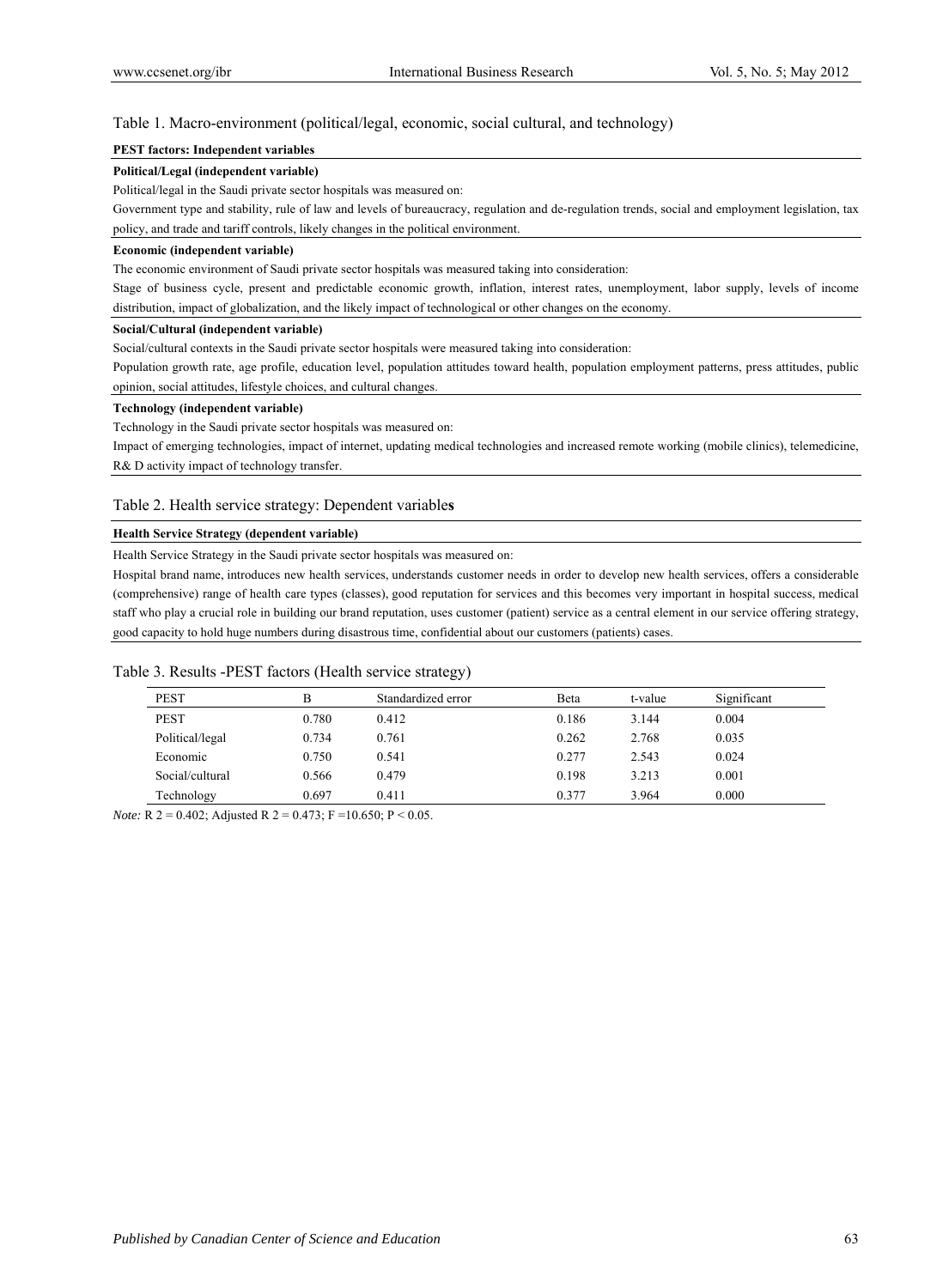Table 1. Macro-environment (political/legal, economic, social cultural, and technology)

| PEST factors: Independent variables |
|---|
| **Political/Legal (independent variable)** |
| Political/legal in the Saudi private sector hospitals was measured on: |
| Government type and stability, rule of law and levels of bureaucracy, regulation and de-regulation trends, social and employment legislation, tax policy, and trade and tariff controls, likely changes in the political environment. |
| **Economic (independent variable)** |
| The economic environment of Saudi private sector hospitals was measured taking into consideration: |
| Stage of business cycle, present and predictable economic growth, inflation, interest rates, unemployment, labor supply, levels of income distribution, impact of globalization, and the likely impact of technological or other changes on the economy. |
| **Social/Cultural (independent variable)** |
| Social/cultural contexts in the Saudi private sector hospitals were measured taking into consideration: |
| Population growth rate, age profile, education level, population attitudes toward health, population employment patterns, press attitudes, public opinion, social attitudes, lifestyle choices, and cultural changes. |
| **Technology (independent variable)** |
| Technology in the Saudi private sector hospitals was measured on: |
| Impact of emerging technologies, impact of internet, updating medical technologies and increased remote working (mobile clinics), telemedicine, R& D activity impact of technology transfer. |

Table 2. Health service strategy: Dependent variable**s**

| Health Service Strategy (dependent variable) |
|---|
| Health Service Strategy in the Saudi private sector hospitals was measured on: |
| Hospital brand name, introduces new health services, understands customer needs in order to develop new health services, offers a considerable (comprehensive) range of health care types (classes), good reputation for services and this becomes very important in hospital success, medical staff who play a crucial role in building our brand reputation, uses customer (patient) service as a central element in our service offering strategy, good capacity to hold huge numbers during disastrous time, confidential about our customers (patients) cases. |

Table 3. Results -PEST factors (Health service strategy)

| PEST | B | Standardized error | Beta | t-value | Significant |
|---|---|---|---|---|---|
| PEST | 0.780 | 0.412 | 0.186 | 3.144 | 0.004 |
| Political/legal | 0.734 | 0.761 | 0.262 | 2.768 | 0.035 |
| Economic | 0.750 | 0.541 | 0.277 | 2.543 | 0.024 |
| Social/cultural | 0.566 | 0.479 | 0.198 | 3.213 | 0.001 |
| Technology | 0.697 | 0.411 | 0.377 | 3.964 | 0.000 |

*Note:* R 2 = 0.402; Adjusted R 2 = 0.473; F =10.650; $P < 0.05$.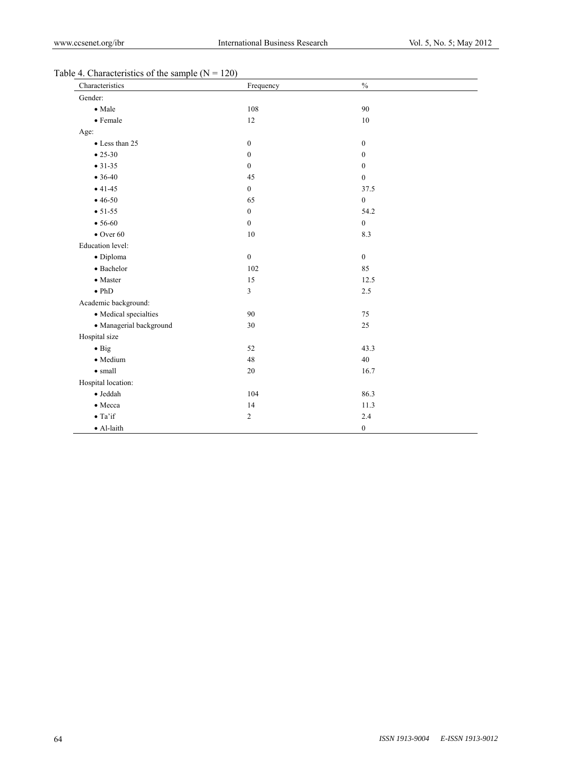Table 4. Characteristics of the sample (N = 120)

| Characteristics | Frequency | % |
|---|---|---|
| Gender: | | |
| • Male | 108 | 90 |
| • Female | 12 | 10 |
| Age: | | |
| • Less than 25 | 0 | 0 |
| • 25-30 | 0 | 0 |
| • 31-35 | 0 | 0 |
| • 36-40 | 45 | 0 |
| • 41-45 | 0 | 37.5 |
| • 46-50 | 65 | 0 |
| • 51-55 | 0 | 54.2 |
| • 56-60 | 0 | 0 |
| • Over 60 | 10 | 8.3 |
| Education level: | | |
| • Diploma | 0 | 0 |
| • Bachelor | 102 | 85 |
| • Master | 15 | 12.5 |
| • PhD | 3 | 2.5 |
| Academic background: | | |
| • Medical specialties | 90 | 75 |
| • Managerial background | 30 | 25 |
| Hospital size | | |
| • Big | 52 | 43.3 |
| • Medium | 48 | 40 |
| • small | 20 | 16.7 |
| Hospital location: | | |
| • Jeddah | 104 | 86.3 |
| • Mecca | 14 | 11.3 |
| • Ta'if | 2 | 2.4 |
| • Al-laith | | 0 |